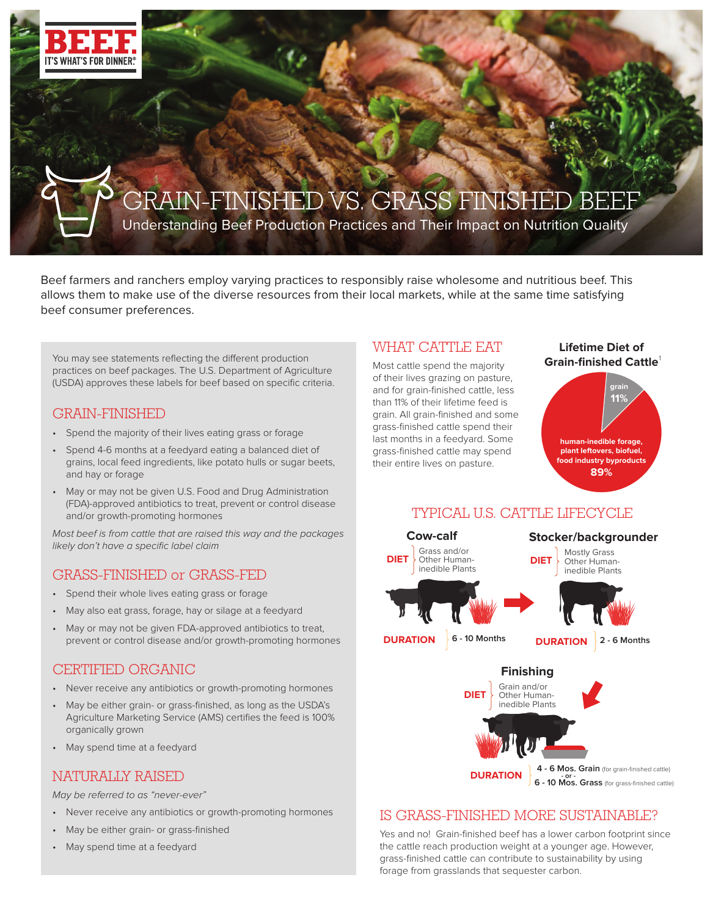BEEF. IT'S WHAT'S FOR DINNER.

# GRAIN-FINISHED VS. GRASS FINISHED BEEF

Understanding Beef Production Practices and Their Impact on Nutrition Quality

Beef farmers and ranchers employ varying practices to responsibly raise wholesome and nutritious beef. This allows them to make use of the diverse resources from their local markets, while at the same time satisfying beef consumer preferences.

You may see statements reflecting the different production practices on beef packages. The U.S. Department of Agriculture (USDA) approves these labels for beef based on specific criteria.

## GRAIN-FINISHED

- Spend the majority of their lives eating grass or forage
- Spend 4-6 months at a feedyard eating a balanced diet of grains, local feed ingredients, like potato hulls or sugar beets, and hay or forage
- May or may not be given U.S. Food and Drug Administration (FDA)-approved antibiotics to treat, prevent or control disease and/or growth-promoting hormones

*Most beef is from cattle that are raised this way and the packages likely don't have a specific label claim*

## GRASS-FINISHED or GRASS-FED

- Spend their whole lives eating grass or forage
- May also eat grass, forage, hay or silage at a feedyard
- May or may not be given FDA-approved antibiotics to treat, prevent or control disease and/or growth-promoting hormones

## CERTIFIED ORGANIC

- Never receive any antibiotics or growth-promoting hormones
- May be either grain- or grass-finished, as long as the USDA's Agriculture Marketing Service (AMS) certifies the feed is 100% organically grown
- May spend time at a feedyard

## NATURALLY RAISED

*May be referred to as "never-ever"*

- Never receive any antibiotics or growth-promoting hormones
- May be either grain- or grass-finished
- May spend time at a feedyard

## WHAT CATTLE EAT

Most cattle spend the majority of their lives grazing on pasture, and for grain-finished cattle, less than 11% of their lifetime feed is grain. All grain-finished and some grass-finished cattle spend their last months in a feedyard. Some grass-finished cattle may spend their entire lives on pasture.

**Lifetime Diet of Grain-finished Cattle**[1]

- grain: 11%
- human-inedible forage, plant leftovers, biofuel, food industry byproducts: 89%

## TYPICAL U.S. CATTLE LIFECYCLE

**Cow-calf**
- DIET: Grass and/or Other Human-inedible Plants
- DURATION: 6 - 10 Months

**Stocker/backgrounder**
- DIET: Mostly Grass Other Human-inedible Plants
- DURATION: 2 - 6 Months

**Finishing**
- DIET: Grain and/or Other Human-inedible Plants
- DURATION: 4 - 6 Mos. Grain (for grain-finished cattle) - or - 6 - 10 Mos. Grass (for grass-finished cattle)

## IS GRASS-FINISHED MORE SUSTAINABLE?

Yes and no! Grain-finished beef has a lower carbon footprint since the cattle reach production weight at a younger age. However, grass-finished cattle can contribute to sustainability by using forage from grasslands that sequester carbon.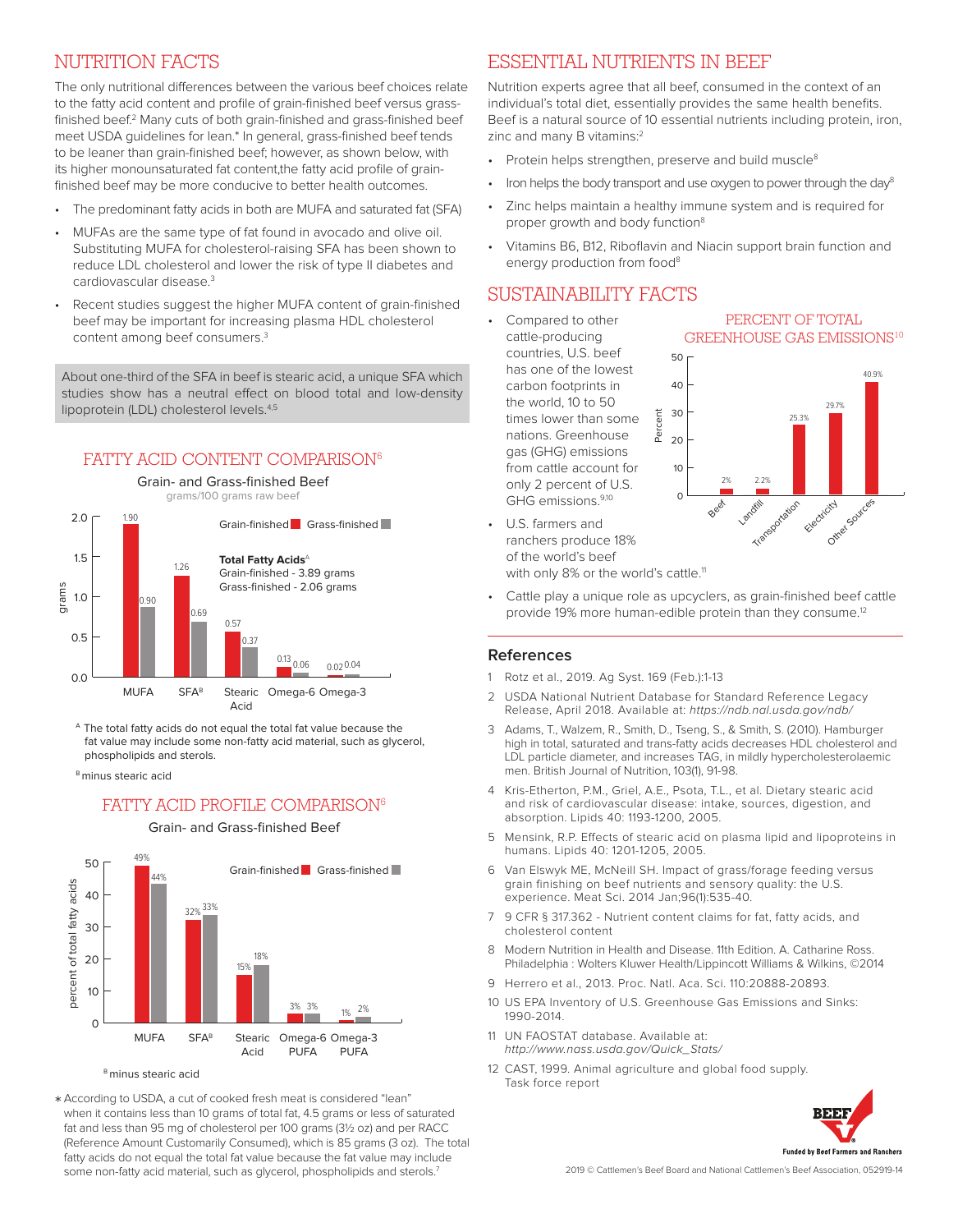## NUTRITION FACTS

The only nutritional differences between the various beef choices relate to the fatty acid content and profile of grain-finished beef versus grass-finished beef.[2] Many cuts of both grain-finished and grass-finished beef meet USDA guidelines for lean.* In general, grass-finished beef tends to be leaner than grain-finished beef; however, as shown below, with its higher monounsaturated fat content,the fatty acid profile of grain-finished beef may be more conducive to better health outcomes.

- The predominant fatty acids in both are MUFA and saturated fat (SFA)
- MUFAs are the same type of fat found in avocado and olive oil. Substituting MUFA for cholesterol-raising SFA has been shown to reduce LDL cholesterol and lower the risk of type II diabetes and cardiovascular disease.[3]
- Recent studies suggest the higher MUFA content of grain-finished beef may be important for increasing plasma HDL cholesterol content among beef consumers.[3]

About one-third of the SFA in beef is stearic acid, a unique SFA which studies show has a neutral effect on blood total and low-density lipoprotein (LDL) cholesterol levels.[4,5]

### FATTY ACID CONTENT COMPARISON[6]

Grain- and Grass-finished Beef

grams/100 grams raw beef

Grain-finished  Grass-finished

**Total Fatty Acids**[A]
Grain-finished - 3.89 grams
Grass-finished - 2.06 grams

grams
2.0
1.5
1.0
0.5
0.0

MUFA: 1.90, 0.90
SFA[B]: 1.26, 0.69
Stearic Acid: 0.57, 0.37
Omega-6: 0.13, 0.06
Omega-3: 0.02, 0.04

[A] The total fatty acids do not equal the total fat value because the fat value may include some non-fatty acid material, such as glycerol, phospholipids and sterols.

[B] minus stearic acid

### FATTY ACID PROFILE COMPARISON[6]

Grain- and Grass-finished Beef

Grain-finished  Grass-finished

percent of total fatty acids
50
40
30
20
10
0

MUFA: 49%, 44%
SFA[B]: 32%, 33%
Stearic Acid: 15%, 18%
Omega-6 PUFA: 3%, 3%
Omega-3 PUFA: 1%, 2%

[B] minus stearic acid

* According to USDA, a cut of cooked fresh meat is considered "lean" when it contains less than 10 grams of total fat, 4.5 grams or less of saturated fat and less than 95 mg of cholesterol per 100 grams (3½ oz) and per RACC (Reference Amount Customarily Consumed), which is 85 grams (3 oz). The total fatty acids do not equal the total fat value because the fat value may include some non-fatty acid material, such as glycerol, phospholipids and sterols.[7]

## ESSENTIAL NUTRIENTS IN BEEF

Nutrition experts agree that all beef, consumed in the context of an individual's total diet, essentially provides the same health benefits. Beef is a natural source of 10 essential nutrients including protein, iron, zinc and many B vitamins:[2]

- Protein helps strengthen, preserve and build muscle[8]
- Iron helps the body transport and use oxygen to power through the day[8]
- Zinc helps maintain a healthy immune system and is required for proper growth and body function[8]
- Vitamins B6, B12, Riboflavin and Niacin support brain function and energy production from food[8]

## SUSTAINABILITY FACTS

- Compared to other cattle-producing countries, U.S. beef has one of the lowest carbon footprints in the world, 10 to 50 times lower than some nations. Greenhouse gas (GHG) emissions from cattle account for only 2 percent of U.S. GHG emissions.[9,10]
- U.S. farmers and ranchers produce 18% of the world's beef with only 8% or the world's cattle.[11]
- Cattle play a unique role as upcyclers, as grain-finished beef cattle provide 19% more human-edible protein than they consume.[12]

### PERCENT OF TOTAL GREENHOUSE GAS EMISSIONS[10]

Percent
50
40
30
20
10
0

Beef: 2%
Landfill: 2.2%
Transportation: 25.3%
Electricity: 29.7%
Other Sources: 40.9%

### References

1. Rotz et al., 2019. Ag Syst. 169 (Feb.):1-13
2. USDA National Nutrient Database for Standard Reference Legacy Release, April 2018. Available at: *https://ndb.nal.usda.gov/ndb/*
3. Adams, T., Walzem, R., Smith, D., Tseng, S., & Smith, S. (2010). Hamburger high in total, saturated and trans-fatty acids decreases HDL cholesterol and LDL particle diameter, and increases TAG, in mildly hypercholesterolaemic men. British Journal of Nutrition, 103(1), 91-98.
4. Kris-Etherton, P.M., Griel, A.E., Psota, T.L., et al. Dietary stearic acid and risk of cardiovascular disease: intake, sources, digestion, and absorption. Lipids 40: 1193-1200, 2005.
5. Mensink, R.P. Effects of stearic acid on plasma lipid and lipoproteins in humans. Lipids 40: 1201-1205, 2005.
6. Van Elswyk ME, McNeill SH. Impact of grass/forage feeding versus grain finishing on beef nutrients and sensory quality: the U.S. experience. Meat Sci. 2014 Jan;96(1):535-40.
7. 9 CFR § 317.362 - Nutrient content claims for fat, fatty acids, and cholesterol content
8. Modern Nutrition in Health and Disease. 11th Edition. A. Catharine Ross. Philadelphia : Wolters Kluwer Health/Lippincott Williams & Wilkins, ©2014
9. Herrero et al., 2013. Proc. Natl. Aca. Sci. 110:20888-20893.
10. US EPA Inventory of U.S. Greenhouse Gas Emissions and Sinks: 1990-2014.
11. UN FAOSTAT database. Available at: *http://www.nass.usda.gov/Quick_Stats/*
12. CAST, 1999. Animal agriculture and global food supply. Task force report

BEEF

Funded by Beef Farmers and Ranchers

2019 © Cattlemen's Beef Board and National Cattlemen's Beef Association, 052919-14